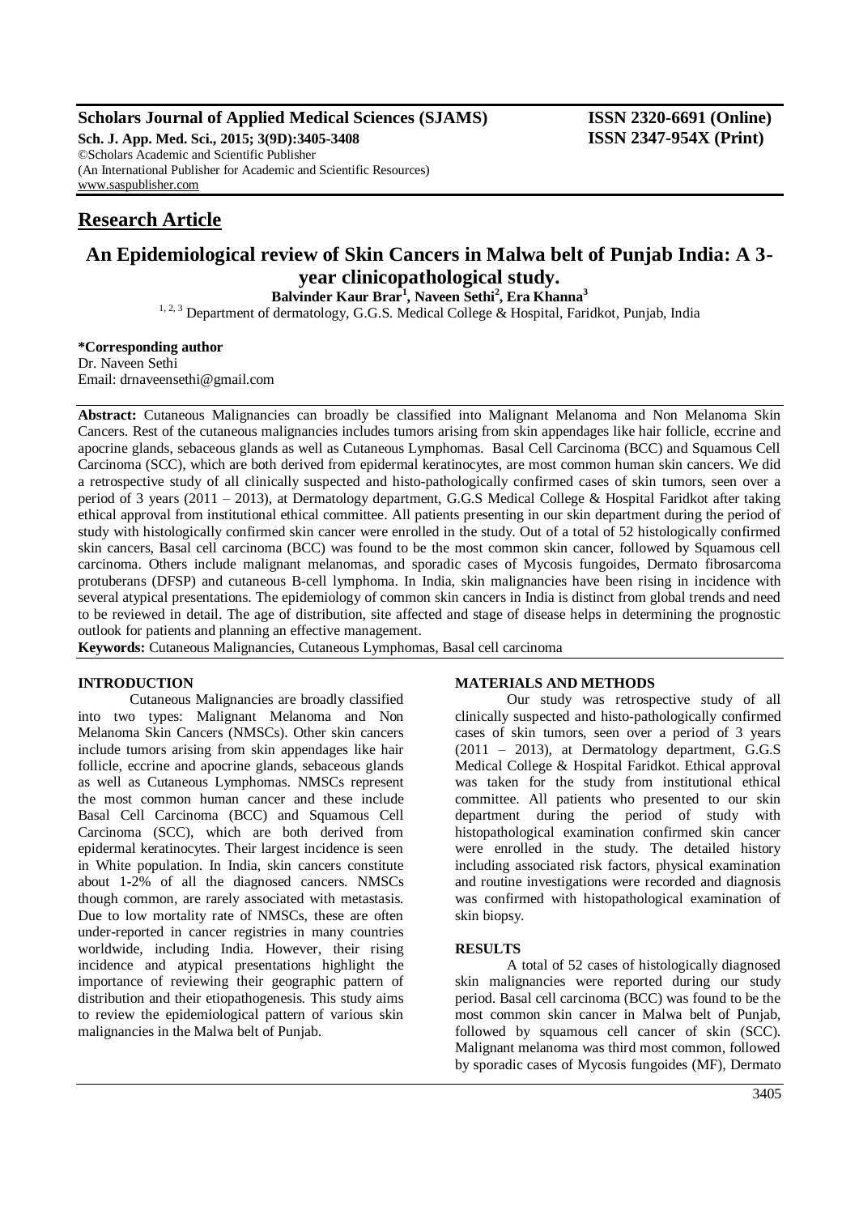**Research Article**

# An Epidemiological review of Skin Cancers in Malwa belt of Punjab India: A 3-year clinicopathological study.

**Balvinder Kaur Brar[1], Naveen Sethi[2], Era Khanna[3]**

[1, 2, 3] Department of dermatology, G.G.S. Medical College & Hospital, Faridkot, Punjab, India

**\*Corresponding author**
Dr. Naveen Sethi
Email: drnaveensethi@gmail.com

**Abstract:** Cutaneous Malignancies can broadly be classified into Malignant Melanoma and Non Melanoma Skin Cancers. Rest of the cutaneous malignancies includes tumors arising from skin appendages like hair follicle, eccrine and apocrine glands, sebaceous glands as well as Cutaneous Lymphomas. Basal Cell Carcinoma (BCC) and Squamous Cell Carcinoma (SCC), which are both derived from epidermal keratinocytes, are most common human skin cancers. We did a retrospective study of all clinically suspected and histo-pathologically confirmed cases of skin tumors, seen over a period of 3 years (2011 – 2013), at Dermatology department, G.G.S Medical College & Hospital Faridkot after taking ethical approval from institutional ethical committee. All patients presenting in our skin department during the period of study with histologically confirmed skin cancer were enrolled in the study. Out of a total of 52 histologically confirmed skin cancers, Basal cell carcinoma (BCC) was found to be the most common skin cancer, followed by Squamous cell carcinoma. Others include malignant melanomas, and sporadic cases of Mycosis fungoides, Dermato fibrosarcoma protuberans (DFSP) and cutaneous B-cell lymphoma. In India, skin malignancies have been rising in incidence with several atypical presentations. The epidemiology of common skin cancers in India is distinct from global trends and need to be reviewed in detail. The age of distribution, site affected and stage of disease helps in determining the prognostic outlook for patients and planning an effective management.

**Keywords:** Cutaneous Malignancies, Cutaneous Lymphomas, Basal cell carcinoma

## INTRODUCTION

Cutaneous Malignancies are broadly classified into two types: Malignant Melanoma and Non Melanoma Skin Cancers (NMSCs). Other skin cancers include tumors arising from skin appendages like hair follicle, eccrine and apocrine glands, sebaceous glands as well as Cutaneous Lymphomas. NMSCs represent the most common human cancer and these include Basal Cell Carcinoma (BCC) and Squamous Cell Carcinoma (SCC), which are both derived from epidermal keratinocytes. Their largest incidence is seen in White population. In India, skin cancers constitute about 1-2% of all the diagnosed cancers. NMSCs though common, are rarely associated with metastasis. Due to low mortality rate of NMSCs, these are often under-reported in cancer registries in many countries worldwide, including India. However, their rising incidence and atypical presentations highlight the importance of reviewing their geographic pattern of distribution and their etiopathogenesis. This study aims to review the epidemiological pattern of various skin malignancies in the Malwa belt of Punjab.

## MATERIALS AND METHODS

Our study was retrospective study of all clinically suspected and histo-pathologically confirmed cases of skin tumors, seen over a period of 3 years (2011 – 2013), at Dermatology department, G.G.S Medical College & Hospital Faridkot. Ethical approval was taken for the study from institutional ethical committee. All patients who presented to our skin department during the period of study with histopathological examination confirmed skin cancer were enrolled in the study. The detailed history including associated risk factors, physical examination and routine investigations were recorded and diagnosis was confirmed with histopathological examination of skin biopsy.

## RESULTS

A total of 52 cases of histologically diagnosed skin malignancies were reported during our study period. Basal cell carcinoma (BCC) was found to be the most common skin cancer in Malwa belt of Punjab, followed by squamous cell cancer of skin (SCC). Malignant melanoma was third most common, followed by sporadic cases of Mycosis fungoides (MF), Dermato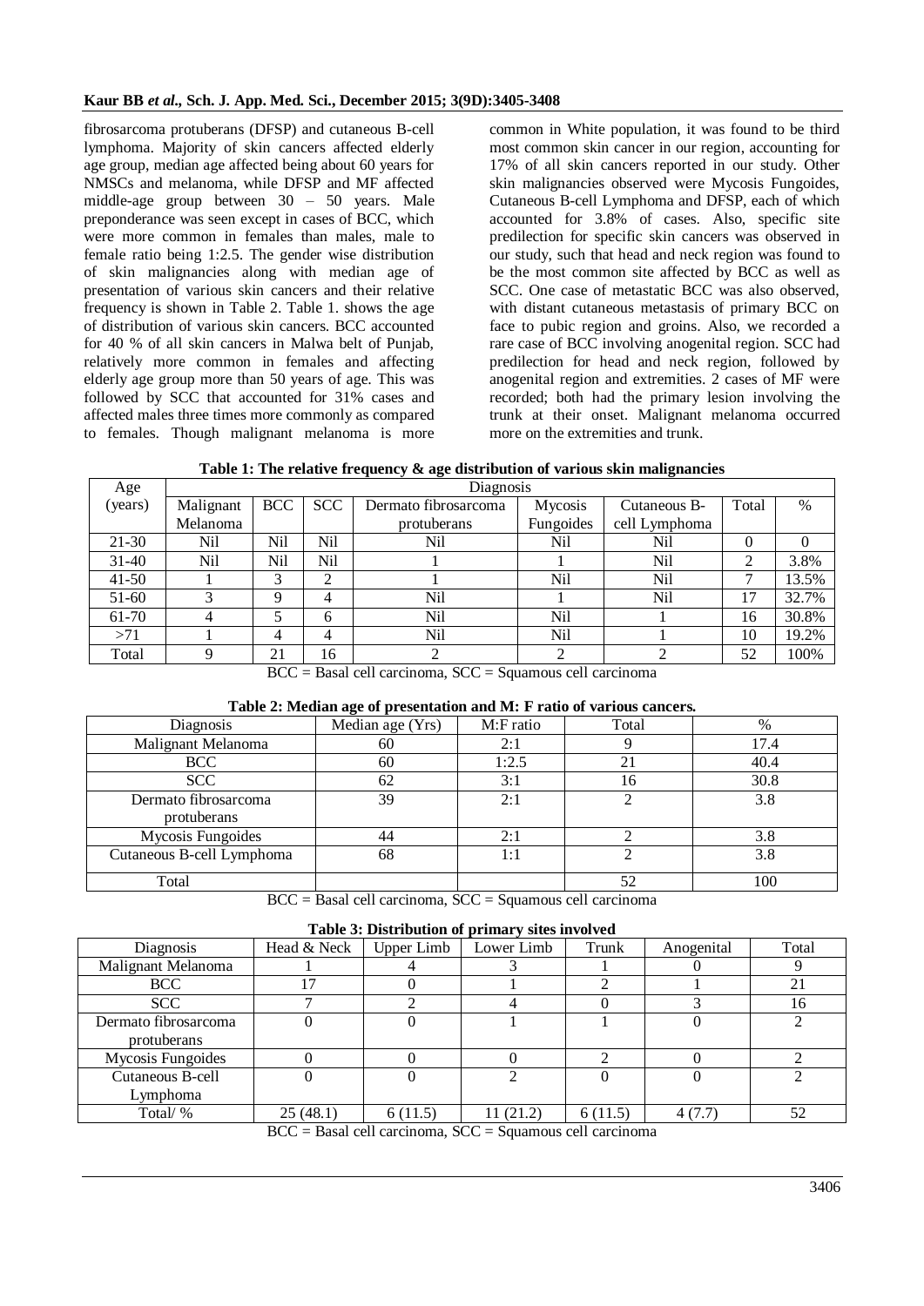fibrosarcoma protuberans (DFSP) and cutaneous B-cell lymphoma. Majority of skin cancers affected elderly age group, median age affected being about 60 years for NMSCs and melanoma, while DFSP and MF affected middle-age group between 30 – 50 years. Male preponderance was seen except in cases of BCC, which were more common in females than males, male to female ratio being 1:2.5. The gender wise distribution of skin malignancies along with median age of presentation of various skin cancers and their relative frequency is shown in Table 2. Table 1. shows the age of distribution of various skin cancers. BCC accounted for 40 % of all skin cancers in Malwa belt of Punjab, relatively more common in females and affecting elderly age group more than 50 years of age. This was followed by SCC that accounted for 31% cases and affected males three times more commonly as compared to females. Though malignant melanoma is more common in White population, it was found to be third most common skin cancer in our region, accounting for 17% of all skin cancers reported in our study. Other skin malignancies observed were Mycosis Fungoides, Cutaneous B-cell Lymphoma and DFSP, each of which accounted for 3.8% of cases. Also, specific site predilection for specific skin cancers was observed in our study, such that head and neck region was found to be the most common site affected by BCC as well as SCC. One case of metastatic BCC was also observed, with distant cutaneous metastasis of primary BCC on face to pubic region and groins. Also, we recorded a rare case of BCC involving anogenital region. SCC had predilection for head and neck region, followed by anogenital region and extremities. 2 cases of MF were recorded; both had the primary lesion involving the trunk at their onset. Malignant melanoma occurred more on the extremities and trunk.

**Table 1: The relative frequency & age distribution of various skin malignancies**

| Age (years) | Diagnosis | | | | | | | |
|---|---|---|---|---|---|---|---|---|
| | Malignant Melanoma | BCC | SCC | Dermato fibrosarcoma protuberans | Mycosis Fungoides | Cutaneous B-cell Lymphoma | Total | % |
| 21-30 | Nil | Nil | Nil | Nil | Nil | Nil | 0 | 0 |
| 31-40 | Nil | Nil | Nil | 1 | 1 | Nil | 2 | 3.8% |
| 41-50 | 1 | 3 | 2 | 1 | Nil | Nil | 7 | 13.5% |
| 51-60 | 3 | 9 | 4 | Nil | 1 | Nil | 17 | 32.7% |
| 61-70 | 4 | 5 | 6 | Nil | Nil | 1 | 16 | 30.8% |
| >71 | 1 | 4 | 4 | Nil | Nil | 1 | 10 | 19.2% |
| Total | 9 | 21 | 16 | 2 | 2 | 2 | 52 | 100% |

BCC = Basal cell carcinoma, SCC = Squamous cell carcinoma

**Table 2: Median age of presentation and M: F ratio of various cancers.**

| Diagnosis | Median age (Yrs) | M:F ratio | Total | % |
|---|---|---|---|---|
| Malignant Melanoma | 60 | 2:1 | 9 | 17.4 |
| BCC | 60 | 1:2.5 | 21 | 40.4 |
| SCC | 62 | 3:1 | 16 | 30.8 |
| Dermato fibrosarcoma protuberans | 39 | 2:1 | 2 | 3.8 |
| Mycosis Fungoides | 44 | 2:1 | 2 | 3.8 |
| Cutaneous B-cell Lymphoma | 68 | 1:1 | 2 | 3.8 |
| Total | | | 52 | 100 |

BCC = Basal cell carcinoma, SCC = Squamous cell carcinoma

**Table 3: Distribution of primary sites involved**

| Diagnosis | Head & Neck | Upper Limb | Lower Limb | Trunk | Anogenital | Total |
|---|---|---|---|---|---|---|
| Malignant Melanoma | 1 | 4 | 3 | 1 | 0 | 9 |
| BCC | 17 | 0 | 1 | 2 | 1 | 21 |
| SCC | 7 | 2 | 4 | 0 | 3 | 16 |
| Dermato fibrosarcoma protuberans | 0 | 0 | 1 | 1 | 0 | 2 |
| Mycosis Fungoides | 0 | 0 | 0 | 2 | 0 | 2 |
| Cutaneous B-cell Lymphoma | 0 | 0 | 2 | 0 | 0 | 2 |
| Total/ % | 25 (48.1) | 6 (11.5) | 11 (21.2) | 6 (11.5) | 4 (7.7) | 52 |

BCC = Basal cell carcinoma, SCC = Squamous cell carcinoma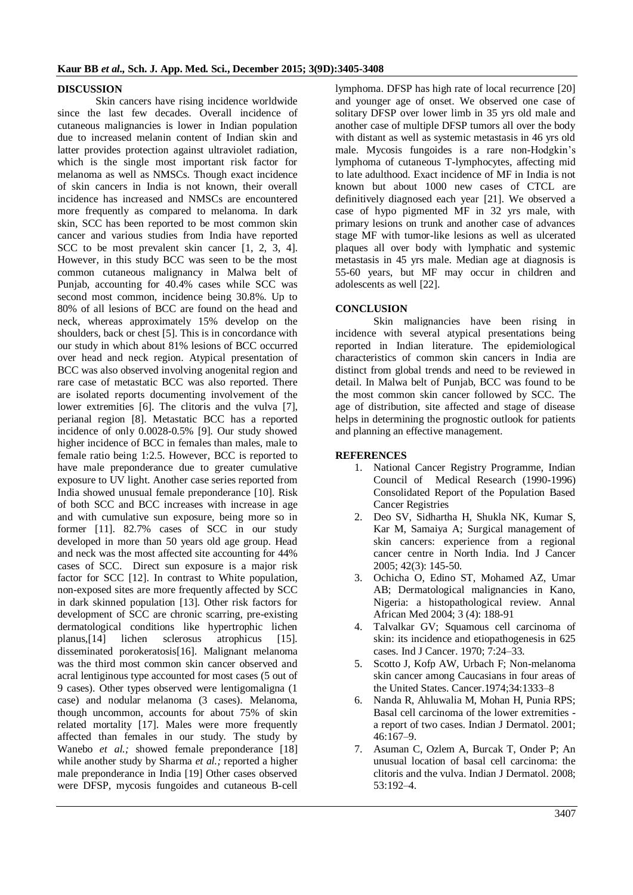## DISCUSSION

Skin cancers have rising incidence worldwide since the last few decades. Overall incidence of cutaneous malignancies is lower in Indian population due to increased melanin content of Indian skin and latter provides protection against ultraviolet radiation, which is the single most important risk factor for melanoma as well as NMSCs. Though exact incidence of skin cancers in India is not known, their overall incidence has increased and NMSCs are encountered more frequently as compared to melanoma. In dark skin, SCC has been reported to be most common skin cancer and various studies from India have reported SCC to be most prevalent skin cancer [1, 2, 3, 4]. However, in this study BCC was seen to be the most common cutaneous malignancy in Malwa belt of Punjab, accounting for 40.4% cases while SCC was second most common, incidence being 30.8%. Up to 80% of all lesions of BCC are found on the head and neck, whereas approximately 15% develop on the shoulders, back or chest [5]. This is in concordance with our study in which about 81% lesions of BCC occurred over head and neck region. Atypical presentation of BCC was also observed involving anogenital region and rare case of metastatic BCC was also reported. There are isolated reports documenting involvement of the lower extremities [6]. The clitoris and the vulva [7], perianal region [8]. Metastatic BCC has a reported incidence of only 0.0028-0.5% [9]. Our study showed higher incidence of BCC in females than males, male to female ratio being 1:2.5. However, BCC is reported to have male preponderance due to greater cumulative exposure to UV light. Another case series reported from India showed unusual female preponderance [10]. Risk of both SCC and BCC increases with increase in age and with cumulative sun exposure, being more so in former [11]. 82.7% cases of SCC in our study developed in more than 50 years old age group. Head and neck was the most affected site accounting for 44% cases of SCC. Direct sun exposure is a major risk factor for SCC [12]. In contrast to White population, non-exposed sites are more frequently affected by SCC in dark skinned population [13]. Other risk factors for development of SCC are chronic scarring, pre-existing dermatological conditions like hypertrophic lichen planus,[14] lichen sclerosus atrophicus [15]. disseminated porokeratosis[16]. Malignant melanoma was the third most common skin cancer observed and acral lentiginous type accounted for most cases (5 out of 9 cases). Other types observed were lentigomaligna (1 case) and nodular melanoma (3 cases). Melanoma, though uncommon, accounts for about 75% of skin related mortality [17]. Males were more frequently affected than females in our study. The study by Wanebo *et al.;* showed female preponderance [18] while another study by Sharma *et al.;* reported a higher male preponderance in India [19] Other cases observed were DFSP, mycosis fungoides and cutaneous B-cell lymphoma. DFSP has high rate of local recurrence [20] and younger age of onset. We observed one case of solitary DFSP over lower limb in 35 yrs old male and another case of multiple DFSP tumors all over the body with distant as well as systemic metastasis in 46 yrs old male. Mycosis fungoides is a rare non-Hodgkin's lymphoma of cutaneous T-lymphocytes, affecting mid to late adulthood. Exact incidence of MF in India is not known but about 1000 new cases of CTCL are definitively diagnosed each year [21]. We observed a case of hypo pigmented MF in 32 yrs male, with primary lesions on trunk and another case of advances stage MF with tumor-like lesions as well as ulcerated plaques all over body with lymphatic and systemic metastasis in 45 yrs male. Median age at diagnosis is 55-60 years, but MF may occur in children and adolescents as well [22].

## CONCLUSION

Skin malignancies have been rising in incidence with several atypical presentations being reported in Indian literature. The epidemiological characteristics of common skin cancers in India are distinct from global trends and need to be reviewed in detail. In Malwa belt of Punjab, BCC was found to be the most common skin cancer followed by SCC. The age of distribution, site affected and stage of disease helps in determining the prognostic outlook for patients and planning an effective management.

## REFERENCES

1. National Cancer Registry Programme, Indian Council of Medical Research (1990-1996) Consolidated Report of the Population Based Cancer Registries
2. Deo SV, Sidhartha H, Shukla NK, Kumar S, Kar M, Samaiya A; Surgical management of skin cancers: experience from a regional cancer centre in North India. Ind J Cancer 2005; 42(3): 145-50.
3. Ochicha O, Edino ST, Mohamed AZ, Umar AB; Dermatological malignancies in Kano, Nigeria: a histopathological review. Annal African Med 2004; 3 (4): 188-91
4. Talvalkar GV; Squamous cell carcinoma of skin: its incidence and etiopathogenesis in 625 cases. Ind J Cancer. 1970; 7:24–33.
5. Scotto J, Kofp AW, Urbach F; Non-melanoma skin cancer among Caucasians in four areas of the United States. Cancer.1974;34:1333–8
6. Nanda R, Ahluwalia M, Mohan H, Punia RPS; Basal cell carcinoma of the lower extremities - a report of two cases. Indian J Dermatol. 2001; 46:167–9.
7. Asuman C, Ozlem A, Burcak T, Onder P; An unusual location of basal cell carcinoma: the clitoris and the vulva. Indian J Dermatol. 2008; 53:192–4.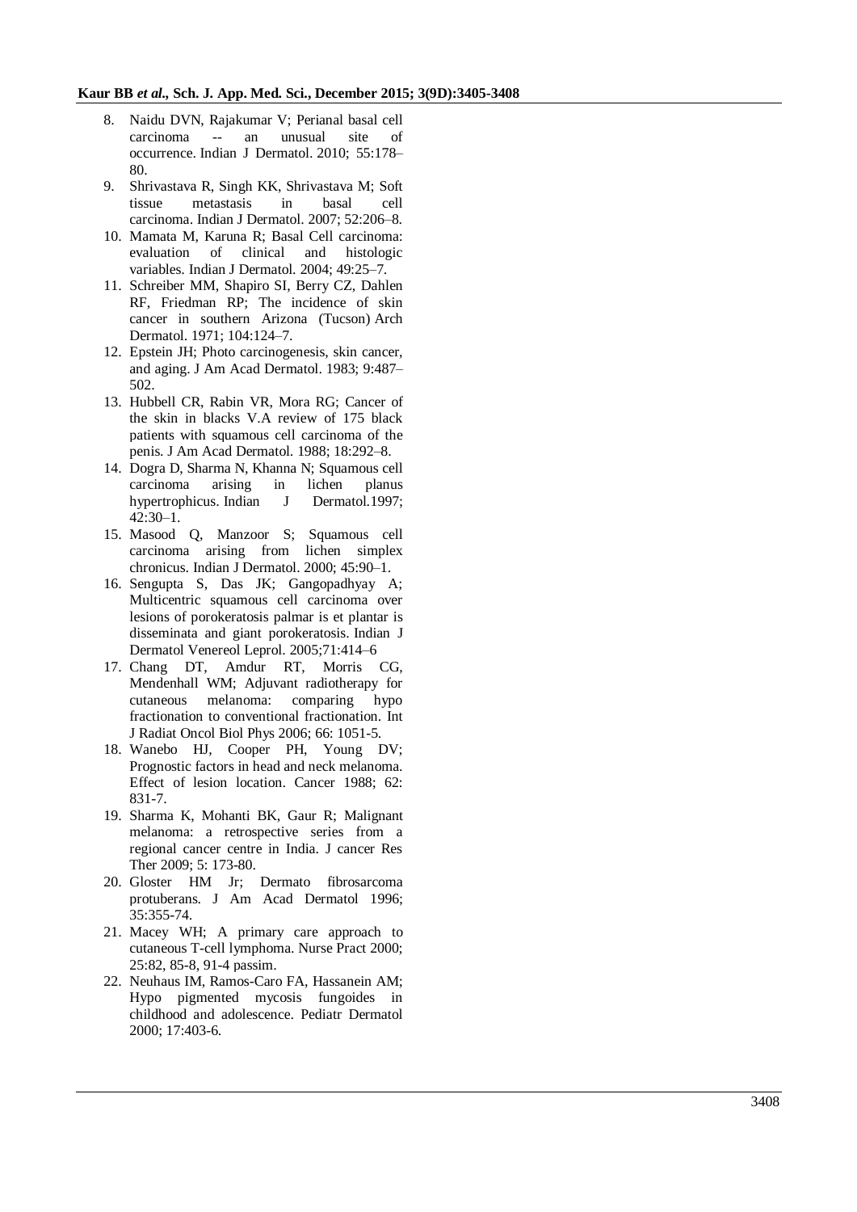8. Naidu DVN, Rajakumar V; Perianal basal cell carcinoma -- an unusual site of occurrence. Indian J Dermatol. 2010; 55:178–80.
9. Shrivastava R, Singh KK, Shrivastava M; Soft tissue metastasis in basal cell carcinoma. Indian J Dermatol. 2007; 52:206–8.
10. Mamata M, Karuna R; Basal Cell carcinoma: evaluation of clinical and histologic variables. Indian J Dermatol. 2004; 49:25–7.
11. Schreiber MM, Shapiro SI, Berry CZ, Dahlen RF, Friedman RP; The incidence of skin cancer in southern Arizona (Tucson) Arch Dermatol. 1971; 104:124–7.
12. Epstein JH; Photo carcinogenesis, skin cancer, and aging. J Am Acad Dermatol. 1983; 9:487–502.
13. Hubbell CR, Rabin VR, Mora RG; Cancer of the skin in blacks V.A review of 175 black patients with squamous cell carcinoma of the penis. J Am Acad Dermatol. 1988; 18:292–8.
14. Dogra D, Sharma N, Khanna N; Squamous cell carcinoma arising in lichen planus hypertrophicus. Indian J Dermatol.1997; 42:30–1.
15. Masood Q, Manzoor S; Squamous cell carcinoma arising from lichen simplex chronicus. Indian J Dermatol. 2000; 45:90–1.
16. Sengupta S, Das JK; Gangopadhyay A; Multicentric squamous cell carcinoma over lesions of porokeratosis palmar is et plantar is disseminata and giant porokeratosis. Indian J Dermatol Venereol Leprol. 2005;71:414–6
17. Chang DT, Amdur RT, Morris CG, Mendenhall WM; Adjuvant radiotherapy for cutaneous melanoma: comparing hypo fractionation to conventional fractionation. Int J Radiat Oncol Biol Phys 2006; 66: 1051-5.
18. Wanebo HJ, Cooper PH, Young DV; Prognostic factors in head and neck melanoma. Effect of lesion location. Cancer 1988; 62: 831-7.
19. Sharma K, Mohanti BK, Gaur R; Malignant melanoma: a retrospective series from a regional cancer centre in India. J cancer Res Ther 2009; 5: 173-80.
20. Gloster HM Jr; Dermato fibrosarcoma protuberans. J Am Acad Dermatol 1996; 35:355-74.
21. Macey WH; A primary care approach to cutaneous T-cell lymphoma. Nurse Pract 2000; 25:82, 85-8, 91-4 passim.
22. Neuhaus IM, Ramos-Caro FA, Hassanein AM; Hypo pigmented mycosis fungoides in childhood and adolescence. Pediatr Dermatol 2000; 17:403-6.